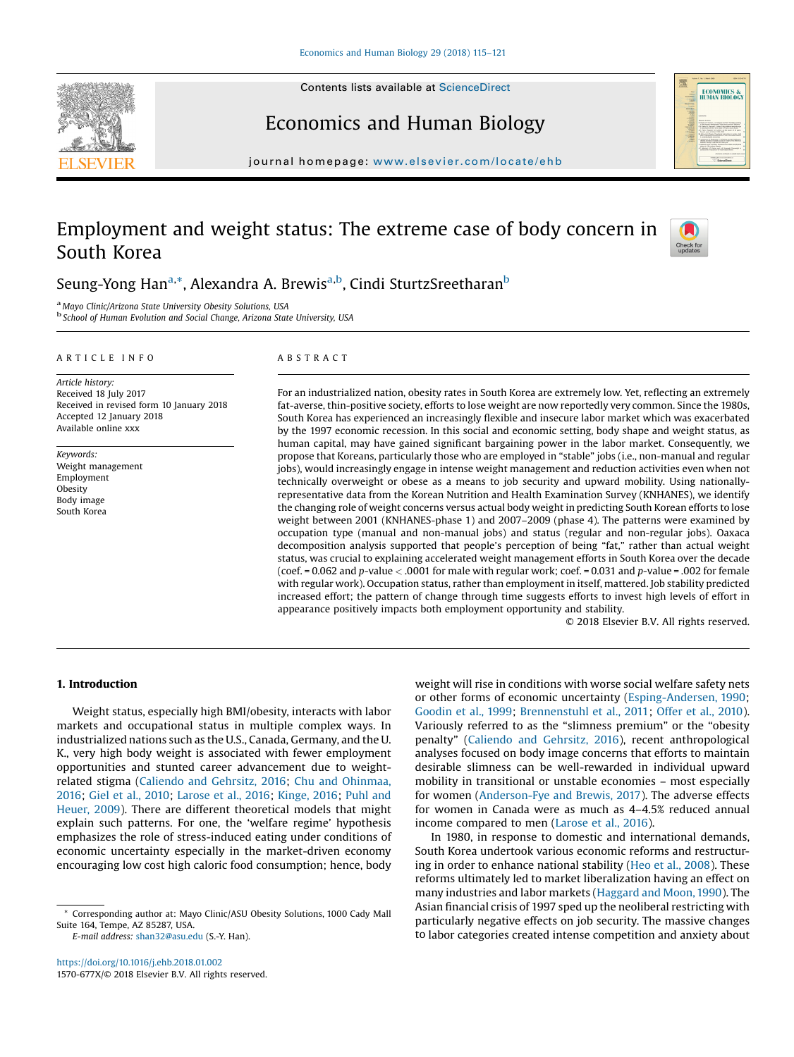# Employment and weight status: The extreme case of body concern in South Korea

Seung-Yong Han[a,*], Alexandra A. Brewis[a,b], Cindi SturtzSreetharan[b]

[a] Mayo Clinic/Arizona State University Obesity Solutions, USA
[b] School of Human Evolution and Social Change, Arizona State University, USA

## ARTICLE INFO

*Article history:*
Received 18 July 2017
Received in revised form 10 January 2018
Accepted 12 January 2018
Available online xxx

*Keywords:*
Weight management
Employment
Obesity
Body image
South Korea

## ABSTRACT

For an industrialized nation, obesity rates in South Korea are extremely low. Yet, reflecting an extremely fat-averse, thin-positive society, efforts to lose weight are now reportedly very common. Since the 1980s, South Korea has experienced an increasingly flexible and insecure labor market which was exacerbated by the 1997 economic recession. In this social and economic setting, body shape and weight status, as human capital, may have gained significant bargaining power in the labor market. Consequently, we propose that Koreans, particularly those who are employed in "stable" jobs (i.e., non-manual and regular jobs), would increasingly engage in intense weight management and reduction activities even when not technically overweight or obese as a means to job security and upward mobility. Using nationally-representative data from the Korean Nutrition and Health Examination Survey (KNHANES), we identify the changing role of weight concerns versus actual body weight in predicting South Korean efforts to lose weight between 2001 (KNHANES-phase 1) and 2007–2009 (phase 4). The patterns were examined by occupation type (manual and non-manual jobs) and status (regular and non-regular jobs). Oaxaca decomposition analysis supported that people's perception of being "fat," rather than actual weight status, was crucial to explaining accelerated weight management efforts in South Korea over the decade (coef. = 0.062 and $p$-value < .0001 for male with regular work; coef. = 0.031 and $p$-value = .002 for female with regular work). Occupation status, rather than employment in itself, mattered. Job stability predicted increased effort; the pattern of change through time suggests efforts to invest high levels of effort in appearance positively impacts both employment opportunity and stability.

© 2018 Elsevier B.V. All rights reserved.

## 1. Introduction

Weight status, especially high BMI/obesity, interacts with labor markets and occupational status in multiple complex ways. In industrialized nations such as the U.S., Canada, Germany, and the U.K., very high body weight is associated with fewer employment opportunities and stunted career advancement due to weight-related stigma (Caliendo and Gehrsitz, 2016; Chu and Ohinmaa, 2016; Giel et al., 2010; Larose et al., 2016; Kinge, 2016; Puhl and Heuer, 2009). There are different theoretical models that might explain such patterns. For one, the 'welfare regime' hypothesis emphasizes the role of stress-induced eating under conditions of economic uncertainty especially in the market-driven economy encouraging low cost high caloric food consumption; hence, body weight will rise in conditions with worse social welfare safety nets or other forms of economic uncertainty (Esping-Andersen, 1990; Goodin et al., 1999; Brennenstuhl et al., 2011; Offer et al., 2010). Variously referred to as the "slimness premium" or the "obesity penalty" (Caliendo and Gehrsitz, 2016), recent anthropological analyses focused on body image concerns that efforts to maintain desirable slimness can be well-rewarded in individual upward mobility in transitional or unstable economies – most especially for women (Anderson-Fye and Brewis, 2017). The adverse effects for women in Canada were as much as 4–4.5% reduced annual income compared to men (Larose et al., 2016).

In 1980, in response to domestic and international demands, South Korea undertook various economic reforms and restructuring in order to enhance national stability (Heo et al., 2008). These reforms ultimately led to market liberalization having an effect on many industries and labor markets (Haggard and Moon, 1990). The Asian financial crisis of 1997 sped up the neoliberal restricting with particularly negative effects on job security. The massive changes to labor categories created intense competition and anxiety about

* Corresponding author at: Mayo Clinic/ASU Obesity Solutions, 1000 Cady Mall Suite 164, Tempe, AZ 85287, USA.
*E-mail address:* shan32@asu.edu (S.-Y. Han).

https://doi.org/10.1016/j.ehb.2018.01.002
1570-677X/© 2018 Elsevier B.V. All rights reserved.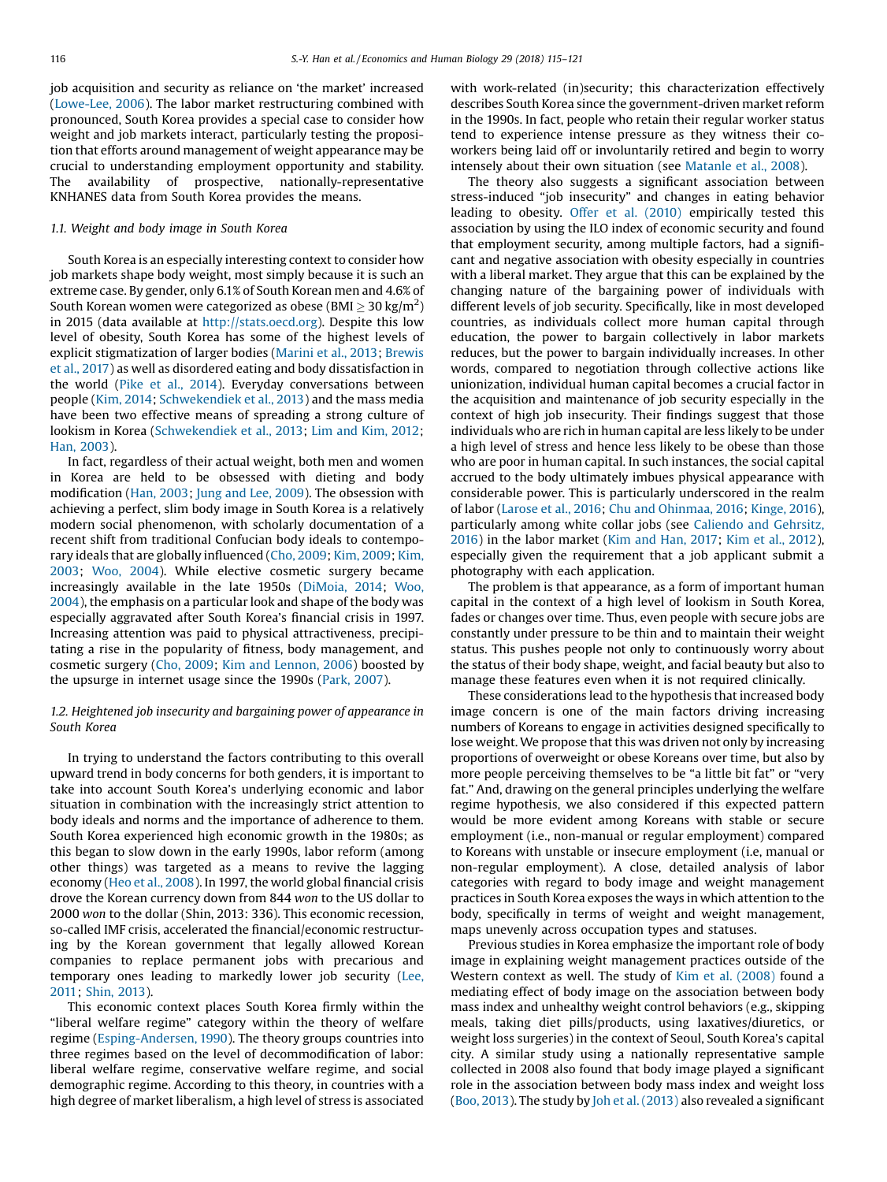job acquisition and security as reliance on 'the market' increased (Lowe-Lee, 2006). The labor market restructuring combined with pronounced, South Korea provides a special case to consider how weight and job markets interact, particularly testing the proposition that efforts around management of weight appearance may be crucial to understanding employment opportunity and stability. The availability of prospective, nationally-representative KNHANES data from South Korea provides the means.

### 1.1. Weight and body image in South Korea

South Korea is an especially interesting context to consider how job markets shape body weight, most simply because it is such an extreme case. By gender, only 6.1% of South Korean men and 4.6% of South Korean women were categorized as obese (BMI $\geq$ 30 kg/m$^2$) in 2015 (data available at http://stats.oecd.org). Despite this low level of obesity, South Korea has some of the highest levels of explicit stigmatization of larger bodies (Marini et al., 2013; Brewis et al., 2017) as well as disordered eating and body dissatisfaction in the world (Pike et al., 2014). Everyday conversations between people (Kim, 2014; Schwekendiek et al., 2013) and the mass media have been two effective means of spreading a strong culture of lookism in Korea (Schwekendiek et al., 2013; Lim and Kim, 2012; Han, 2003).

In fact, regardless of their actual weight, both men and women in Korea are held to be obsessed with dieting and body modification (Han, 2003; Jung and Lee, 2009). The obsession with achieving a perfect, slim body image in South Korea is a relatively modern social phenomenon, with scholarly documentation of a recent shift from traditional Confucian body ideals to contemporary ideals that are globally influenced (Cho, 2009; Kim, 2009; Kim, 2003; Woo, 2004). While elective cosmetic surgery became increasingly available in the late 1950s (DiMoia, 2014; Woo, 2004), the emphasis on a particular look and shape of the body was especially aggravated after South Korea's financial crisis in 1997. Increasing attention was paid to physical attractiveness, precipitating a rise in the popularity of fitness, body management, and cosmetic surgery (Cho, 2009; Kim and Lennon, 2006) boosted by the upsurge in internet usage since the 1990s (Park, 2007).

### 1.2. Heightened job insecurity and bargaining power of appearance in South Korea

In trying to understand the factors contributing to this overall upward trend in body concerns for both genders, it is important to take into account South Korea's underlying economic and labor situation in combination with the increasingly strict attention to body ideals and norms and the importance of adherence to them. South Korea experienced high economic growth in the 1980s; as this began to slow down in the early 1990s, labor reform (among other things) was targeted as a means to revive the lagging economy (Heo et al., 2008). In 1997, the world global financial crisis drove the Korean currency down from 844 *won* to the US dollar to 2000 *won* to the dollar (Shin, 2013: 336). This economic recession, so-called IMF crisis, accelerated the financial/economic restructuring by the Korean government that legally allowed Korean companies to replace permanent jobs with precarious and temporary ones leading to markedly lower job security (Lee, 2011; Shin, 2013).

This economic context places South Korea firmly within the "liberal welfare regime" category within the theory of welfare regime (Esping-Andersen, 1990). The theory groups countries into three regimes based on the level of decommodification of labor: liberal welfare regime, conservative welfare regime, and social demographic regime. According to this theory, in countries with a high degree of market liberalism, a high level of stress is associated with work-related (in)security; this characterization effectively describes South Korea since the government-driven market reform in the 1990s. In fact, people who retain their regular worker status tend to experience intense pressure as they witness their co-workers being laid off or involuntarily retired and begin to worry intensely about their own situation (see Matanle et al., 2008).

The theory also suggests a significant association between stress-induced "job insecurity" and changes in eating behavior leading to obesity. Offer et al. (2010) empirically tested this association by using the ILO index of economic security and found that employment security, among multiple factors, had a significant and negative association with obesity especially in countries with a liberal market. They argue that this can be explained by the changing nature of the bargaining power of individuals with different levels of job security. Specifically, like in most developed countries, as individuals collect more human capital through education, the power to bargain collectively in labor markets reduces, but the power to bargain individually increases. In other words, compared to negotiation through collective actions like unionization, individual human capital becomes a crucial factor in the acquisition and maintenance of job security especially in the context of high job insecurity. Their findings suggest that those individuals who are rich in human capital are less likely to be under a high level of stress and hence less likely to be obese than those who are poor in human capital. In such instances, the social capital accrued to the body ultimately imbues physical appearance with considerable power. This is particularly underscored in the realm of labor (Larose et al., 2016; Chu and Ohinmaa, 2016; Kinge, 2016), particularly among white collar jobs (see Caliendo and Gehrsitz, 2016) in the labor market (Kim and Han, 2017; Kim et al., 2012), especially given the requirement that a job applicant submit a photography with each application.

The problem is that appearance, as a form of important human capital in the context of a high level of lookism in South Korea, fades or changes over time. Thus, even people with secure jobs are constantly under pressure to be thin and to maintain their weight status. This pushes people not only to continuously worry about the status of their body shape, weight, and facial beauty but also to manage these features even when it is not required clinically.

These considerations lead to the hypothesis that increased body image concern is one of the main factors driving increasing numbers of Koreans to engage in activities designed specifically to lose weight. We propose that this was driven not only by increasing proportions of overweight or obese Koreans over time, but also by more people perceiving themselves to be "a little bit fat" or "very fat." And, drawing on the general principles underlying the welfare regime hypothesis, we also considered if this expected pattern would be more evident among Koreans with stable or secure employment (i.e., non-manual or regular employment) compared to Koreans with unstable or insecure employment (i.e, manual or non-regular employment). A close, detailed analysis of labor categories with regard to body image and weight management practices in South Korea exposes the ways in which attention to the body, specifically in terms of weight and weight management, maps unevenly across occupation types and statuses.

Previous studies in Korea emphasize the important role of body image in explaining weight management practices outside of the Western context as well. The study of Kim et al. (2008) found a mediating effect of body image on the association between body mass index and unhealthy weight control behaviors (e.g., skipping meals, taking diet pills/products, using laxatives/diuretics, or weight loss surgeries) in the context of Seoul, South Korea's capital city. A similar study using a nationally representative sample collected in 2008 also found that body image played a significant role in the association between body mass index and weight loss (Boo, 2013). The study by Joh et al. (2013) also revealed a significant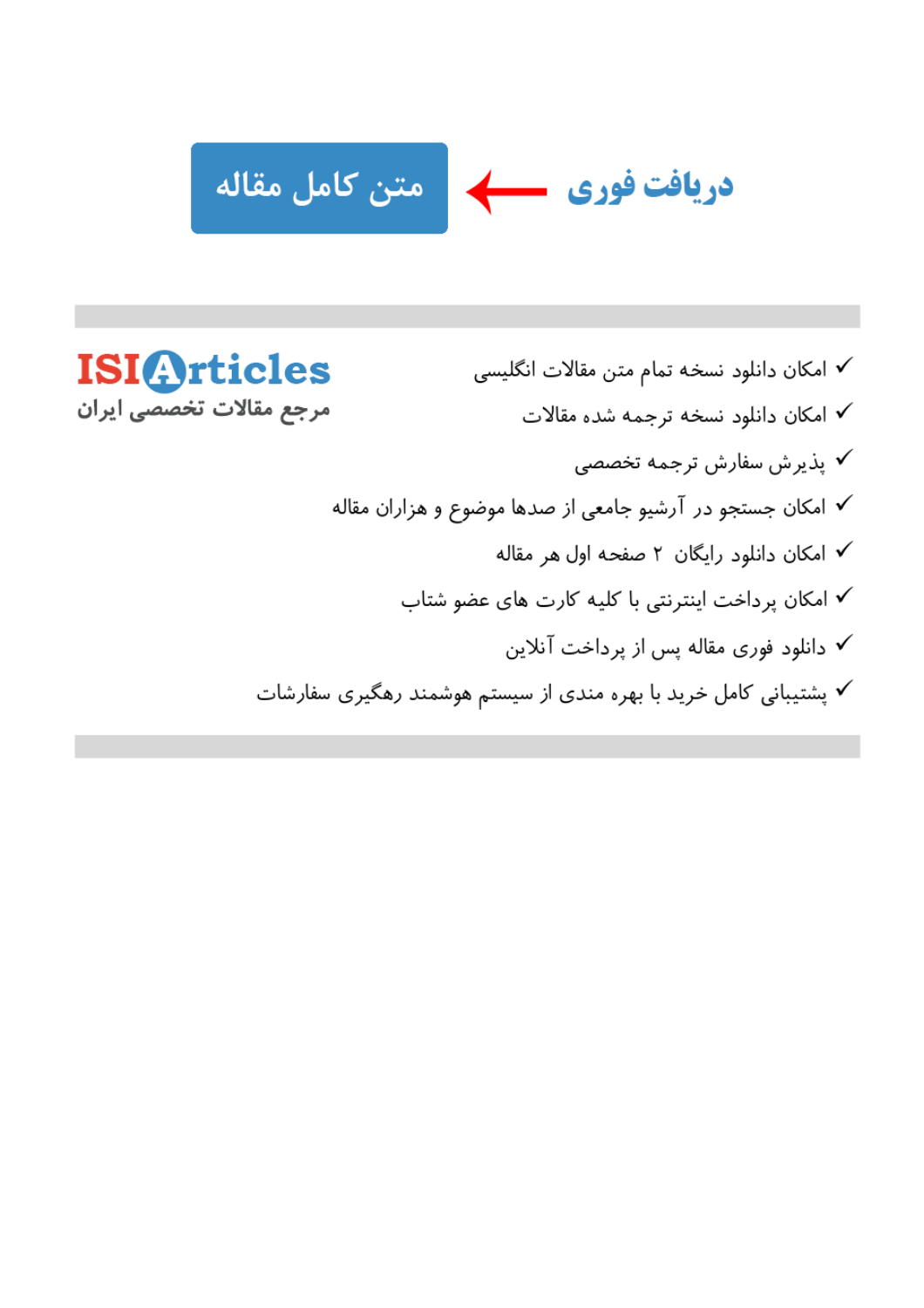دریافت فوری ← متن کامل مقاله

**ISIArticles**
مرجع مقالات تخصصی ایران

- ✓ امکان دانلود نسخه تمام متن مقالات انگلیسی
- ✓ امکان دانلود نسخه ترجمه شده مقالات
- ✓ پذیرش سفارش ترجمه تخصصی
- ✓ امکان جستجو در آرشیو جامعی از صدها موضوع و هزاران مقاله
- ✓ امکان دانلود رایگان ۲ صفحه اول هر مقاله
- ✓ امکان پرداخت اینترنتی با کلیه کارت های عضو شتاب
- ✓ دانلود فوری مقاله پس از پرداخت آنلاین
- ✓ پشتیبانی کامل خرید با بهره مندی از سیستم هوشمند رهگیری سفارشات